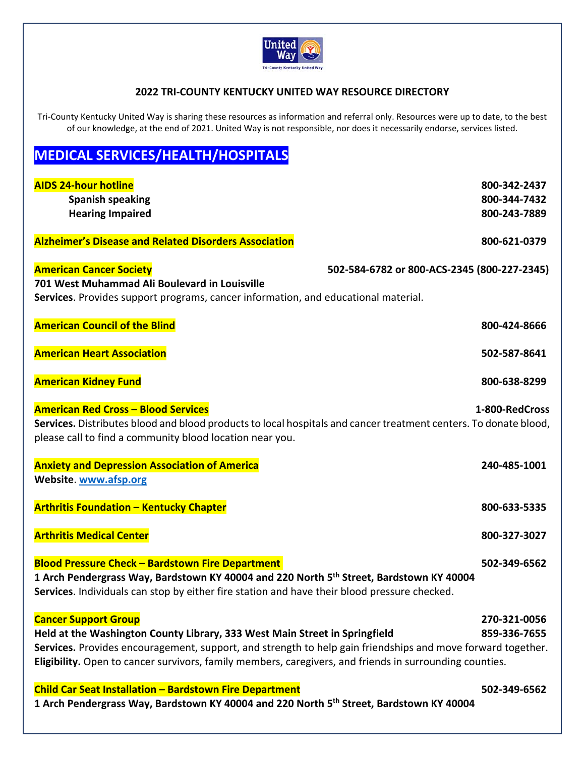# 2022 TRI-COUNTY KENTUCKY UNITED WAY RESOURCE DIRECTORY

Tri-County Kentucky United Way is sharing these resources as information and referral only. Resources were up to date, to the best of our knowledge, at the end of 2021. United Way is not responsible, nor does it necessarily endorse, services listed.

## MEDICAL SERVICES/HEALTH/HOSPITALS

**AIDS 24-hour hotline** 800-342-2437
**Spanish speaking** 800-344-7432
**Hearing Impaired** 800-243-7889

**Alzheimer's Disease and Related Disorders Association** 800-621-0379

**American Cancer Society** 502-584-6782 or 800-ACS-2345 (800-227-2345)
**701 West Muhammad Ali Boulevard in Louisville**
**Services**. Provides support programs, cancer information, and educational material.

**American Council of the Blind** 800-424-8666

**American Heart Association** 502-587-8641

**American Kidney Fund** 800-638-8299

**American Red Cross – Blood Services** 1-800-RedCross
**Services.** Distributes blood and blood products to local hospitals and cancer treatment centers. To donate blood, please call to find a community blood location near you.

**Anxiety and Depression Association of America** 240-485-1001
**Website**. www.afsp.org

**Arthritis Foundation – Kentucky Chapter** 800-633-5335

**Arthritis Medical Center** 800-327-3027

**Blood Pressure Check – Bardstown Fire Department** 502-349-6562
**1 Arch Pendergrass Way, Bardstown KY 40004 and 220 North 5th Street, Bardstown KY 40004**
**Services**. Individuals can stop by either fire station and have their blood pressure checked.

**Cancer Support Group** 270-321-0056
**Held at the Washington County Library, 333 West Main Street in Springfield** 859-336-7655
**Services.** Provides encouragement, support, and strength to help gain friendships and move forward together.
**Eligibility.** Open to cancer survivors, family members, caregivers, and friends in surrounding counties.

**Child Car Seat Installation – Bardstown Fire Department** 502-349-6562
**1 Arch Pendergrass Way, Bardstown KY 40004 and 220 North 5th Street, Bardstown KY 40004**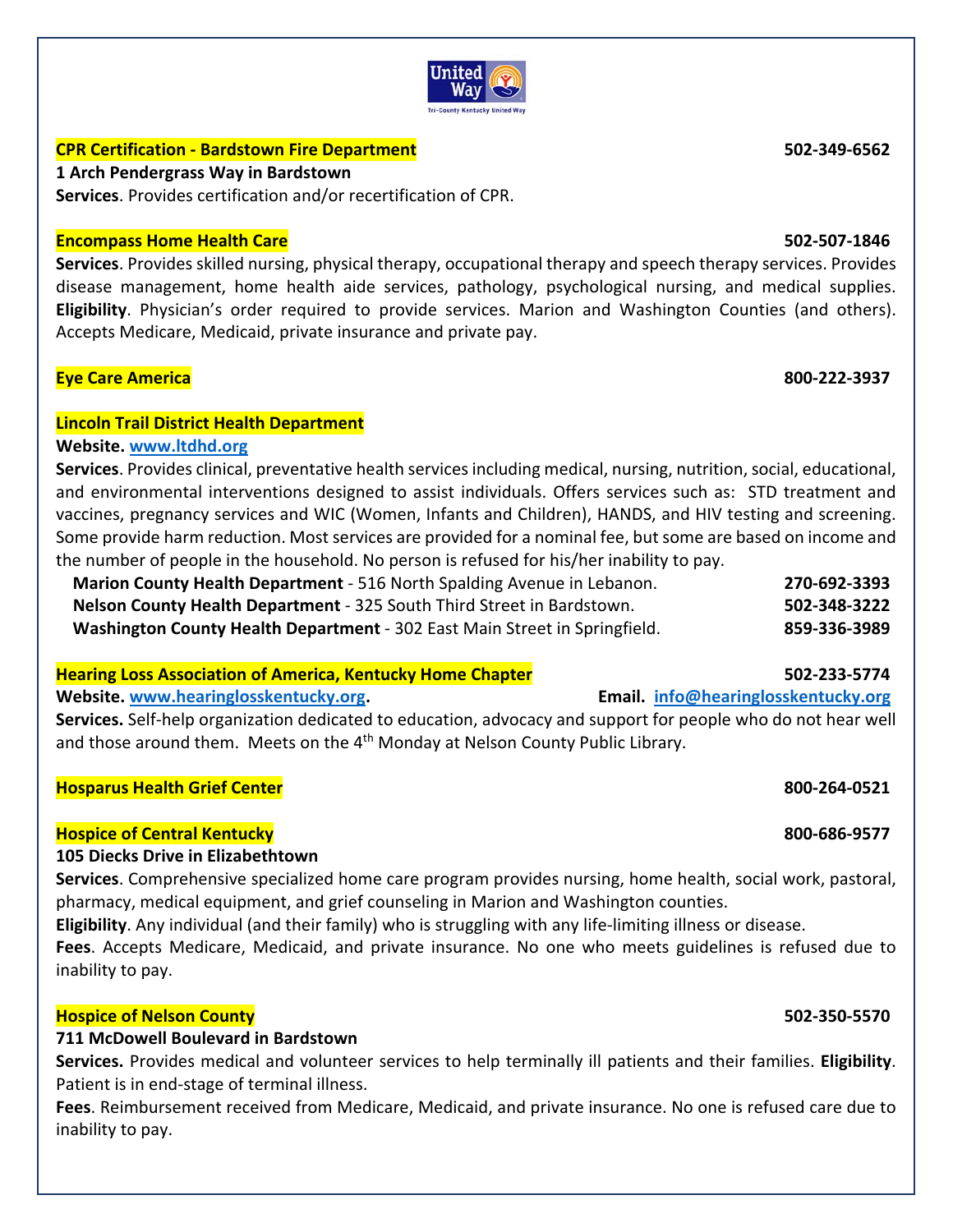**CPR Certification - Bardstown Fire Department** **502-349-6562**
**1 Arch Pendergrass Way in Bardstown**
**Services**. Provides certification and/or recertification of CPR.

**Encompass Home Health Care** **502-507-1846**
**Services**. Provides skilled nursing, physical therapy, occupational therapy and speech therapy services. Provides disease management, home health aide services, pathology, psychological nursing, and medical supplies. **Eligibility**. Physician's order required to provide services. Marion and Washington Counties (and others). Accepts Medicare, Medicaid, private insurance and private pay.

**Eye Care America** **800-222-3937**

**Lincoln Trail District Health Department**
**Website.** [www.ltdhd.org](http://www.ltdhd.org)
**Services**. Provides clinical, preventative health services including medical, nursing, nutrition, social, educational, and environmental interventions designed to assist individuals. Offers services such as: STD treatment and vaccines, pregnancy services and WIC (Women, Infants and Children), HANDS, and HIV testing and screening. Some provide harm reduction. Most services are provided for a nominal fee, but some are based on income and the number of people in the household. No person is refused for his/her inability to pay.

- **Marion County Health Department** - 516 North Spalding Avenue in Lebanon. **270-692-3393**
- **Nelson County Health Department** - 325 South Third Street in Bardstown. **502-348-3222**
- **Washington County Health Department** - 302 East Main Street in Springfield. **859-336-3989**

**Hearing Loss Association of America, Kentucky Home Chapter** **502-233-5774**
**Website.** [www.hearinglosskentucky.org](http://www.hearinglosskentucky.org). **Email.** [info@hearinglosskentucky.org](mailto:info@hearinglosskentucky.org)
**Services.** Self-help organization dedicated to education, advocacy and support for people who do not hear well and those around them. Meets on the 4th Monday at Nelson County Public Library.

**Hosparus Health Grief Center** **800-264-0521**

**Hospice of Central Kentucky** **800-686-9577**
**105 Diecks Drive in Elizabethtown**
**Services**. Comprehensive specialized home care program provides nursing, home health, social work, pastoral, pharmacy, medical equipment, and grief counseling in Marion and Washington counties.
**Eligibility**. Any individual (and their family) who is struggling with any life-limiting illness or disease.
**Fees**. Accepts Medicare, Medicaid, and private insurance. No one who meets guidelines is refused due to inability to pay.

**Hospice of Nelson County** **502-350-5570**
**711 McDowell Boulevard in Bardstown**
**Services.** Provides medical and volunteer services to help terminally ill patients and their families. **Eligibility**. Patient is in end-stage of terminal illness.
**Fees**. Reimbursement received from Medicare, Medicaid, and private insurance. No one is refused care due to inability to pay.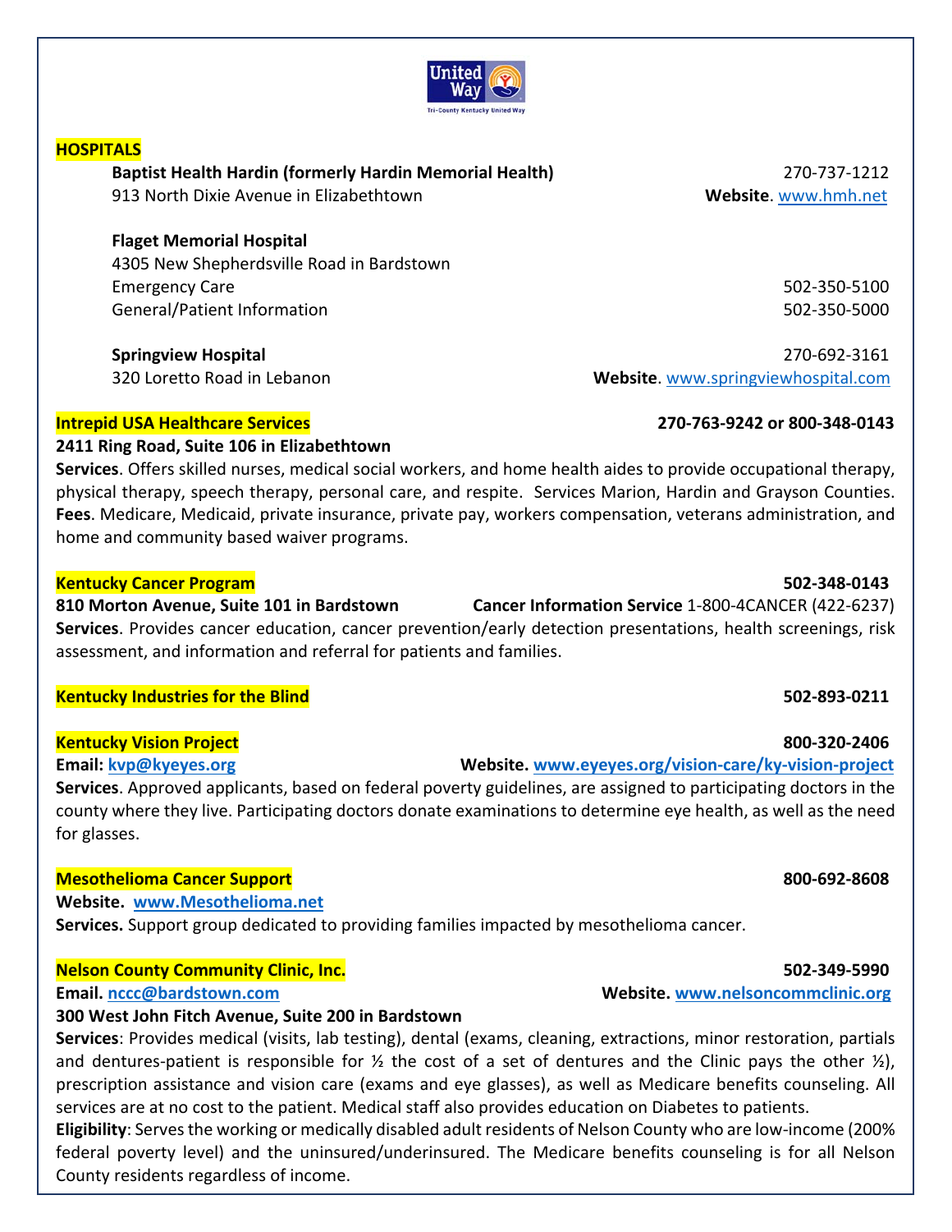## HOSPITALS

**Baptist Health Hardin (formerly Hardin Memorial Health)** 270-737-1212
913 North Dixie Avenue in Elizabethtown **Website**. www.hmh.net

**Flaget Memorial Hospital**
4305 New Shepherdsville Road in Bardstown
Emergency Care 502-350-5100
General/Patient Information 502-350-5000

**Springview Hospital** 270-692-3161
320 Loretto Road in Lebanon **Website**. www.springviewhospital.com

## Intrepid USA Healthcare Services

**270-763-9242 or 800-348-0143**

**2411 Ring Road, Suite 106 in Elizabethtown**

**Services**. Offers skilled nurses, medical social workers, and home health aides to provide occupational therapy, physical therapy, speech therapy, personal care, and respite. Services Marion, Hardin and Grayson Counties.
**Fees**. Medicare, Medicaid, private insurance, private pay, workers compensation, veterans administration, and home and community based waiver programs.

## Kentucky Cancer Program

**502-348-0143**

**810 Morton Avenue, Suite 101 in Bardstown** **Cancer Information Service** 1-800-4CANCER (422-6237)

**Services**. Provides cancer education, cancer prevention/early detection presentations, health screenings, risk assessment, and information and referral for patients and families.

## Kentucky Industries for the Blind

**502-893-0211**

## Kentucky Vision Project

**800-320-2406**

**Email:** kvp@kyeyes.org **Website.** www.eyeyes.org/vision-care/ky-vision-project

**Services**. Approved applicants, based on federal poverty guidelines, are assigned to participating doctors in the county where they live. Participating doctors donate examinations to determine eye health, as well as the need for glasses.

## Mesothelioma Cancer Support

**800-692-8608**

**Website.** www.Mesothelioma.net

**Services.** Support group dedicated to providing families impacted by mesothelioma cancer.

## Nelson County Community Clinic, Inc.

**502-349-5990**

**Email.** nccc@bardstown.com **Website.** www.nelsoncommclinic.org

**300 West John Fitch Avenue, Suite 200 in Bardstown**

**Services**: Provides medical (visits, lab testing), dental (exams, cleaning, extractions, minor restoration, partials and dentures-patient is responsible for ½ the cost of a set of dentures and the Clinic pays the other ½), prescription assistance and vision care (exams and eye glasses), as well as Medicare benefits counseling. All services are at no cost to the patient. Medical staff also provides education on Diabetes to patients.
**Eligibility**: Serves the working or medically disabled adult residents of Nelson County who are low-income (200% federal poverty level) and the uninsured/underinsured. The Medicare benefits counseling is for all Nelson County residents regardless of income.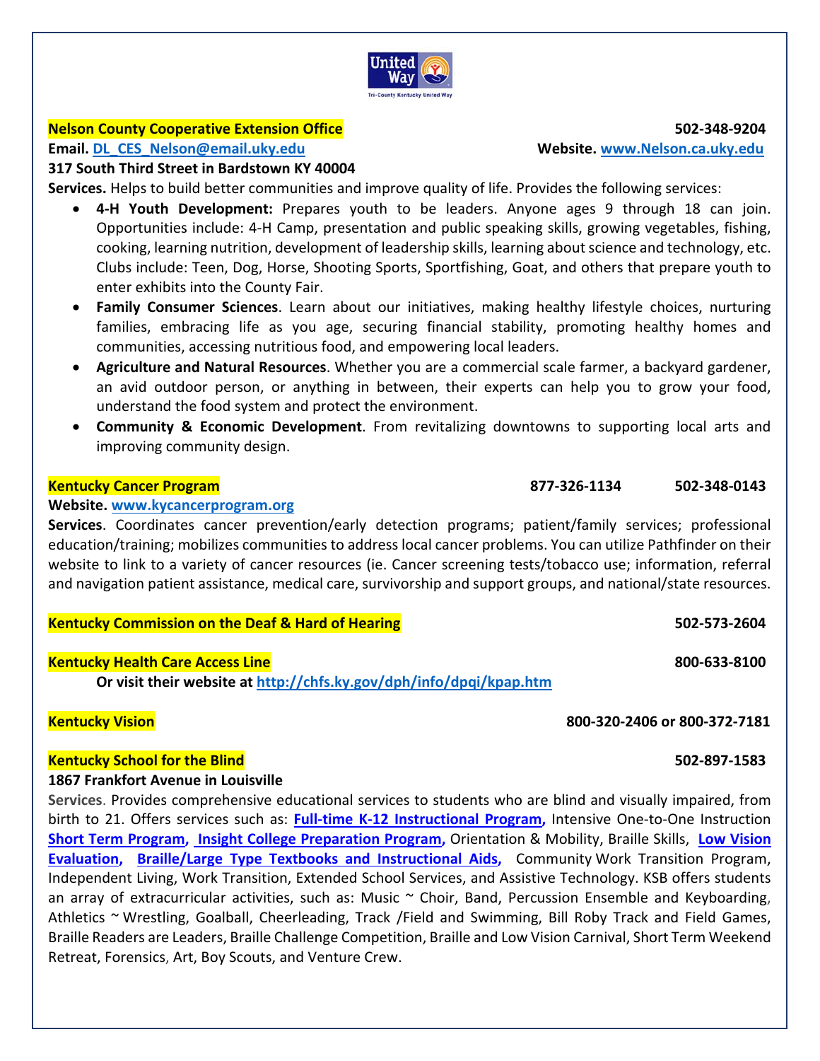**Nelson County Cooperative Extension Office** **502-348-9204**

**Email. DL_CES_Nelson@email.uky.edu** **Website. www.Nelson.ca.uky.edu**

**317 South Third Street in Bardstown KY 40004**

**Services.** Helps to build better communities and improve quality of life. Provides the following services:

- **4-H Youth Development:** Prepares youth to be leaders. Anyone ages 9 through 18 can join. Opportunities include: 4-H Camp, presentation and public speaking skills, growing vegetables, fishing, cooking, learning nutrition, development of leadership skills, learning about science and technology, etc. Clubs include: Teen, Dog, Horse, Shooting Sports, Sportfishing, Goat, and others that prepare youth to enter exhibits into the County Fair.
- **Family Consumer Sciences**. Learn about our initiatives, making healthy lifestyle choices, nurturing families, embracing life as you age, securing financial stability, promoting healthy homes and communities, accessing nutritious food, and empowering local leaders.
- **Agriculture and Natural Resources**. Whether you are a commercial scale farmer, a backyard gardener, an avid outdoor person, or anything in between, their experts can help you to grow your food, understand the food system and protect the environment.
- **Community & Economic Development**. From revitalizing downtowns to supporting local arts and improving community design.

**Kentucky Cancer Program** **877-326-1134** **502-348-0143**

**Website. www.kycancerprogram.org**

**Services**. Coordinates cancer prevention/early detection programs; patient/family services; professional education/training; mobilizes communities to address local cancer problems. You can utilize Pathfinder on their website to link to a variety of cancer resources (ie. Cancer screening tests/tobacco use; information, referral and navigation patient assistance, medical care, survivorship and support groups, and national/state resources.

**Kentucky Commission on the Deaf & Hard of Hearing** **502-573-2604**

**Kentucky Health Care Access Line** **800-633-8100**

**Or visit their website at http://chfs.ky.gov/dph/info/dpqi/kpap.htm**

**Kentucky Vision** **800-320-2406 or 800-372-7181**

**Kentucky School for the Blind** **502-897-1583**

**1867 Frankfort Avenue in Louisville**

**Services**. Provides comprehensive educational services to students who are blind and visually impaired, from birth to 21. Offers services such as: **Full-time K-12 Instructional Program,** Intensive One-to-One Instruction **Short Term Program, Insight College Preparation Program,** Orientation & Mobility, Braille Skills, **Low Vision Evaluation, Braille/Large Type Textbooks and Instructional Aids,** Community Work Transition Program, Independent Living, Work Transition, Extended School Services, and Assistive Technology. KSB offers students an array of extracurricular activities, such as: Music ~ Choir, Band, Percussion Ensemble and Keyboarding, Athletics ~ Wrestling, Goalball, Cheerleading, Track /Field and Swimming, Bill Roby Track and Field Games, Braille Readers are Leaders, Braille Challenge Competition, Braille and Low Vision Carnival, Short Term Weekend Retreat, Forensics, Art, Boy Scouts, and Venture Crew.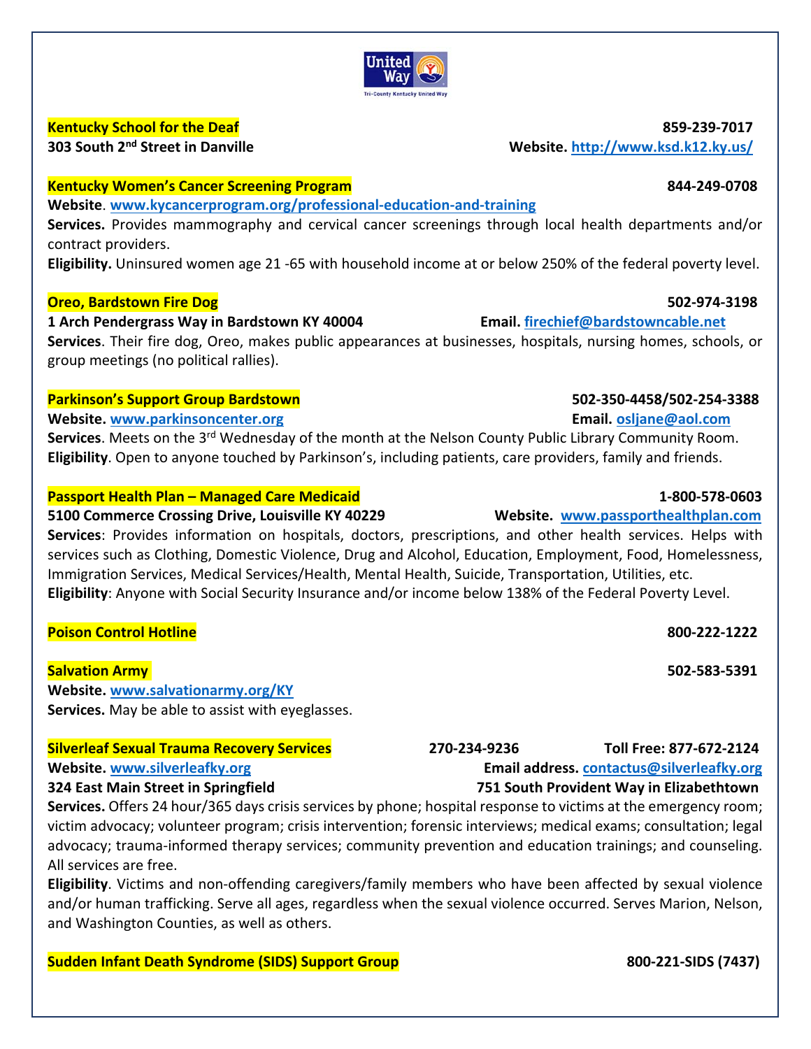**Kentucky School for the Deaf** 859-239-7017
**303 South 2nd Street in Danville** **Website.** http://www.ksd.k12.ky.us/

**Kentucky Women's Cancer Screening Program** 844-249-0708
**Website**. www.kycancerprogram.org/professional-education-and-training
**Services.** Provides mammography and cervical cancer screenings through local health departments and/or contract providers.
**Eligibility.** Uninsured women age 21 -65 with household income at or below 250% of the federal poverty level.

**Oreo, Bardstown Fire Dog** 502-974-3198
**1 Arch Pendergrass Way in Bardstown KY 40004** **Email.** firechief@bardstowncable.net
**Services**. Their fire dog, Oreo, makes public appearances at businesses, hospitals, nursing homes, schools, or group meetings (no political rallies).

**Parkinson's Support Group Bardstown** 502-350-4458/502-254-3388
**Website.** www.parkinsoncenter.org **Email.** osljane@aol.com
**Services**. Meets on the 3rd Wednesday of the month at the Nelson County Public Library Community Room.
**Eligibility**. Open to anyone touched by Parkinson's, including patients, care providers, family and friends.

**Passport Health Plan – Managed Care Medicaid** 1-800-578-0603
**5100 Commerce Crossing Drive, Louisville KY 40229** **Website.** www.passporthealthplan.com
**Services**: Provides information on hospitals, doctors, prescriptions, and other health services. Helps with services such as Clothing, Domestic Violence, Drug and Alcohol, Education, Employment, Food, Homelessness, Immigration Services, Medical Services/Health, Mental Health, Suicide, Transportation, Utilities, etc.
**Eligibility**: Anyone with Social Security Insurance and/or income below 138% of the Federal Poverty Level.

**Poison Control Hotline** 800-222-1222

**Salvation Army** 502-583-5391
**Website.** www.salvationarmy.org/KY
**Services.** May be able to assist with eyeglasses.

**Silverleaf Sexual Trauma Recovery Services** 270-234-9236 Toll Free: 877-672-2124
**Website.** www.silverleafky.org **Email address.** contactus@silverleafky.org
**324 East Main Street in Springfield** **751 South Provident Way in Elizabethtown**
**Services.** Offers 24 hour/365 days crisis services by phone; hospital response to victims at the emergency room; victim advocacy; volunteer program; crisis intervention; forensic interviews; medical exams; consultation; legal advocacy; trauma-informed therapy services; community prevention and education trainings; and counseling. All services are free.
**Eligibility**. Victims and non-offending caregivers/family members who have been affected by sexual violence and/or human trafficking. Serve all ages, regardless when the sexual violence occurred. Serves Marion, Nelson, and Washington Counties, as well as others.

**Sudden Infant Death Syndrome (SIDS) Support Group** 800-221-SIDS (7437)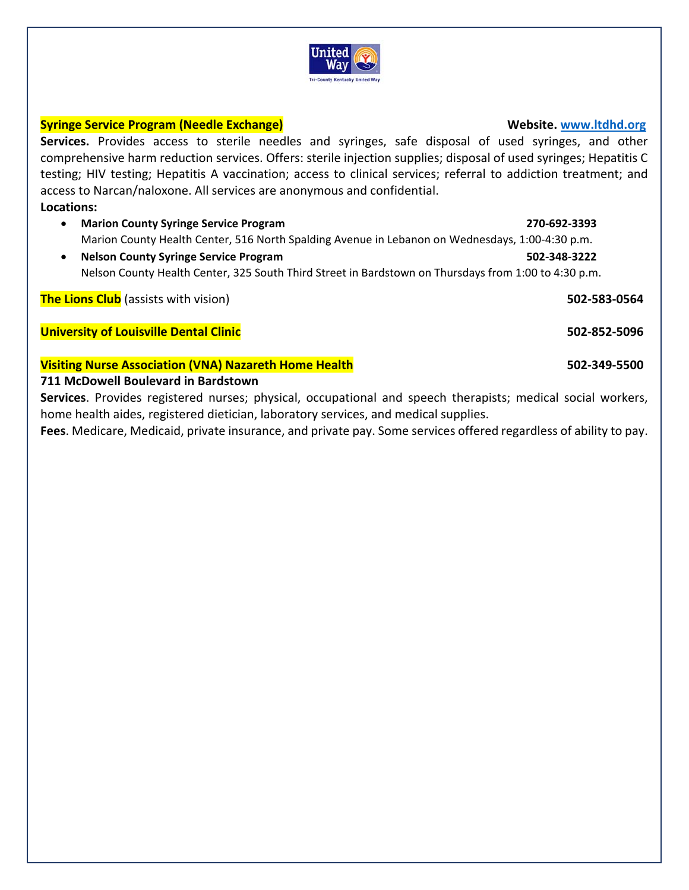**Syringe Service Program (Needle Exchange)** **Website.** [www.ltdhd.org](http://www.ltdhd.org)

**Services.** Provides access to sterile needles and syringes, safe disposal of used syringes, and other comprehensive harm reduction services. Offers: sterile injection supplies; disposal of used syringes; Hepatitis C testing; HIV testing; Hepatitis A vaccination; access to clinical services; referral to addiction treatment; and access to Narcan/naloxone. All services are anonymous and confidential.

**Locations:**

- **Marion County Syringe Service Program** **270-692-3393**
  Marion County Health Center, 516 North Spalding Avenue in Lebanon on Wednesdays, 1:00-4:30 p.m.
- **Nelson County Syringe Service Program** **502-348-3222**
  Nelson County Health Center, 325 South Third Street in Bardstown on Thursdays from 1:00 to 4:30 p.m.

**The Lions Club** (assists with vision) **502-583-0564**

**University of Louisville Dental Clinic** **502-852-5096**

**Visiting Nurse Association (VNA) Nazareth Home Health** **502-349-5500**

**711 McDowell Boulevard in Bardstown**

**Services**. Provides registered nurses; physical, occupational and speech therapists; medical social workers, home health aides, registered dietician, laboratory services, and medical supplies.

**Fees**. Medicare, Medicaid, private insurance, and private pay. Some services offered regardless of ability to pay.